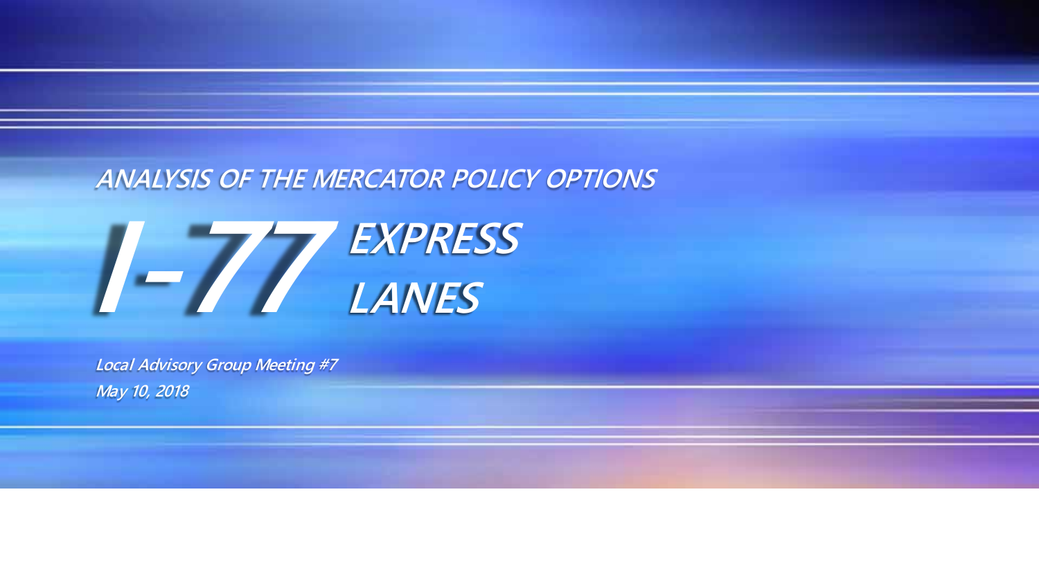## ANALYSIS OF THE MERCATOR POLICY OPTIONS

# I-77 EXPRESS LANES

*Local Advisory Group Meeting #7*

*May 10, 2018*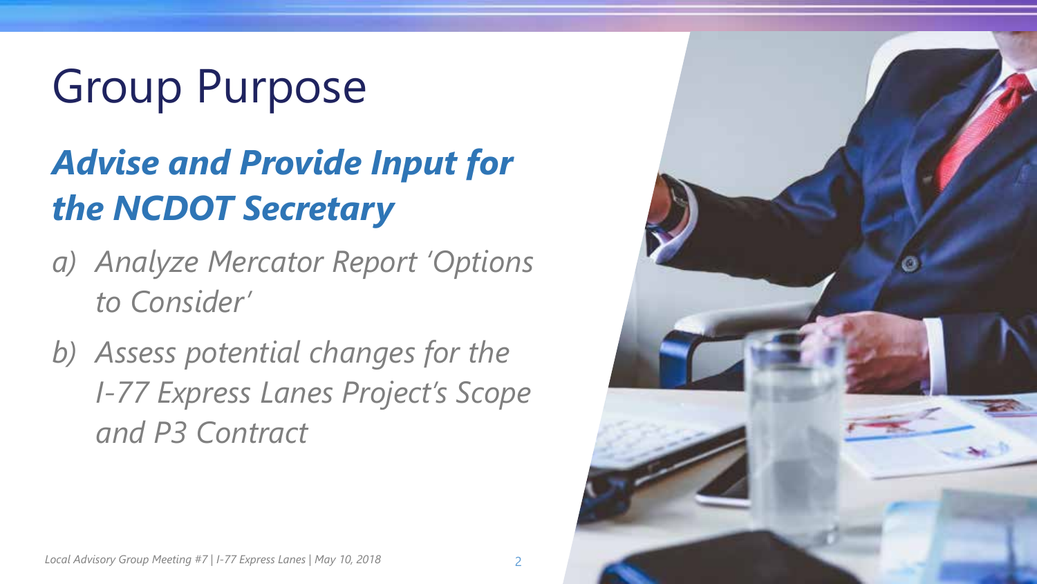# Group Purpose

## ***Advise and Provide Input for the NCDOT Secretary***

*a) Analyze Mercator Report 'Options to Consider'*

*b) Assess potential changes for the I-77 Express Lanes Project's Scope and P3 Contract*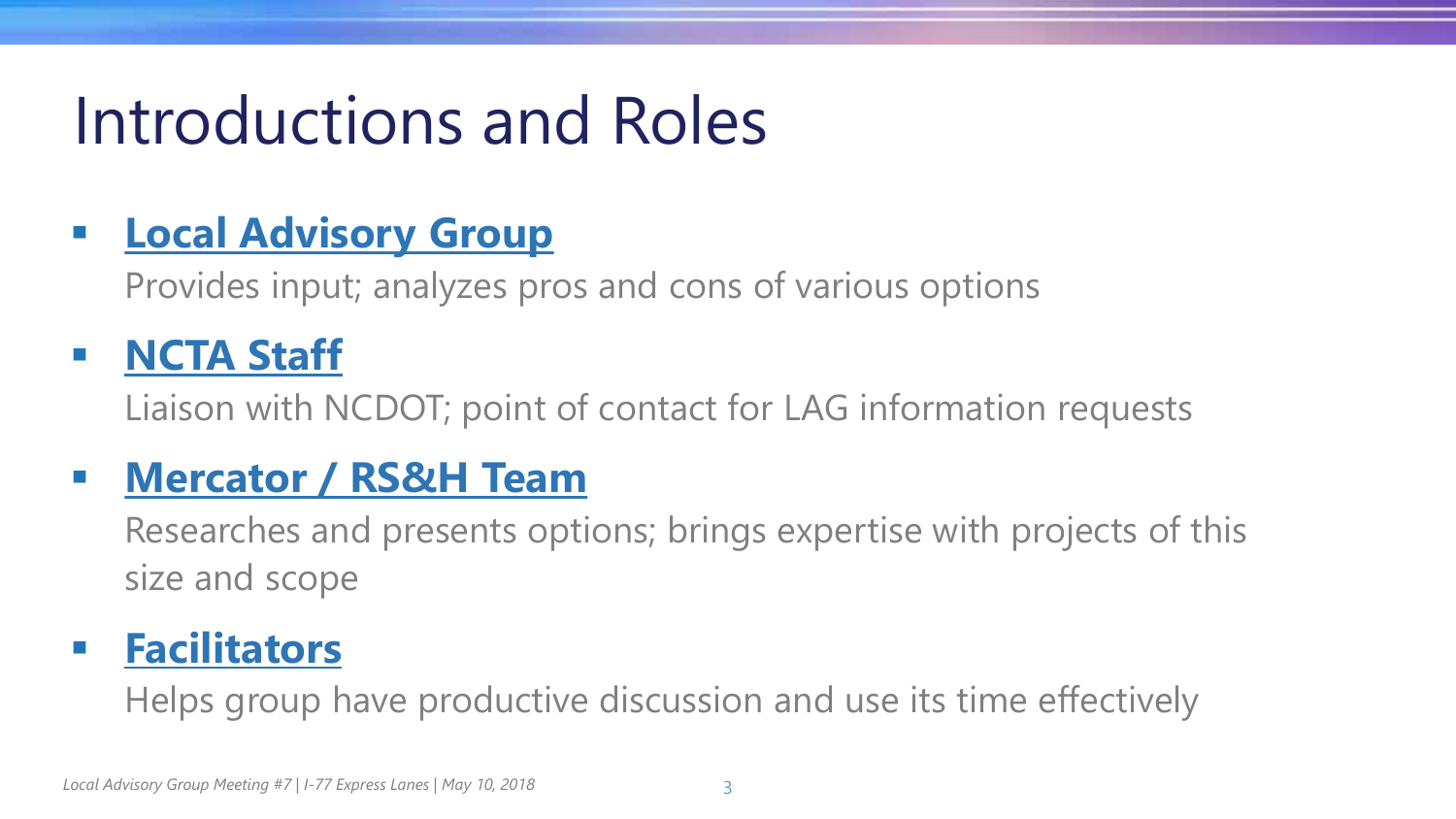# Introductions and Roles

- **Local Advisory Group**

  Provides input; analyzes pros and cons of various options

- **NCTA Staff**

  Liaison with NCDOT; point of contact for LAG information requests

- **Mercator / RS&H Team**

  Researches and presents options; brings expertise with projects of this size and scope

- **Facilitators**

  Helps group have productive discussion and use its time effectively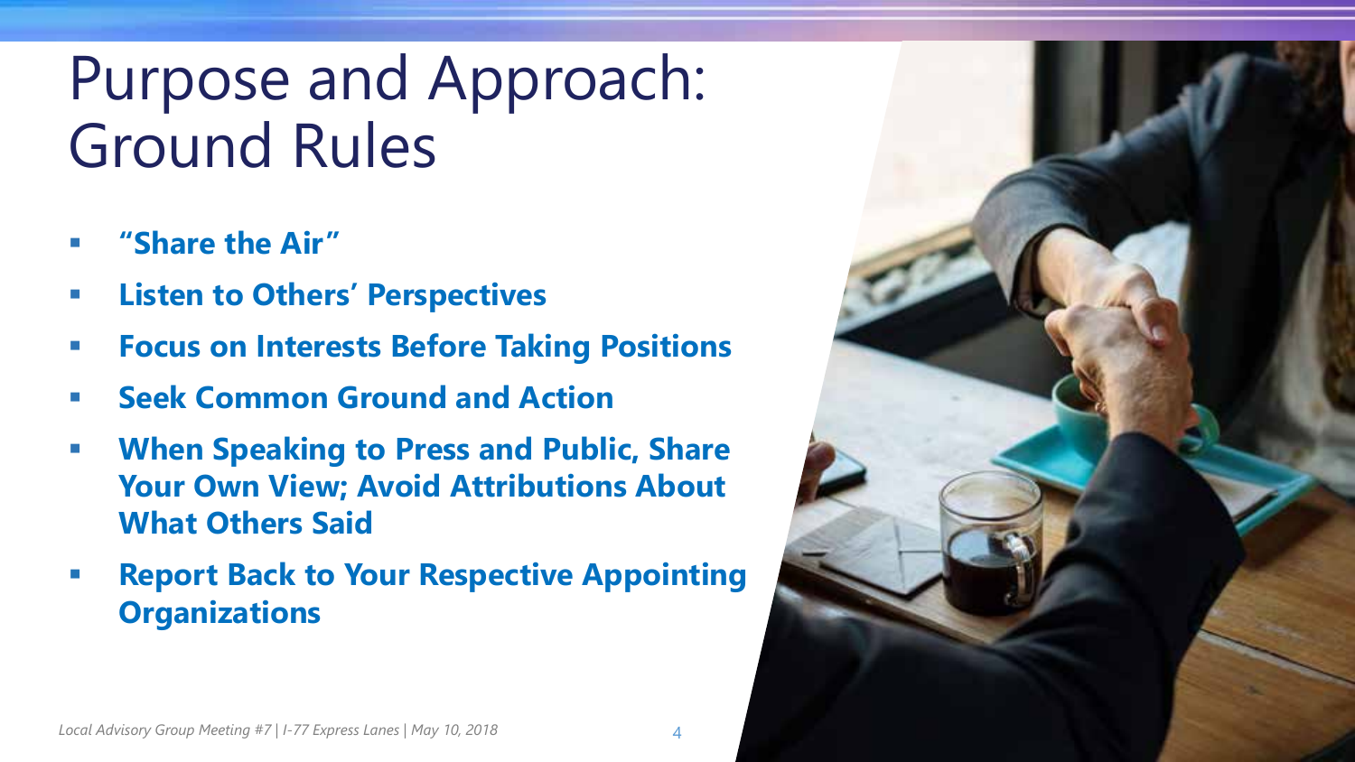# Purpose and Approach: Ground Rules

- **"Share the Air"**
- **Listen to Others' Perspectives**
- **Focus on Interests Before Taking Positions**
- **Seek Common Ground and Action**
- **When Speaking to Press and Public, Share Your Own View; Avoid Attributions About What Others Said**
- **Report Back to Your Respective Appointing Organizations**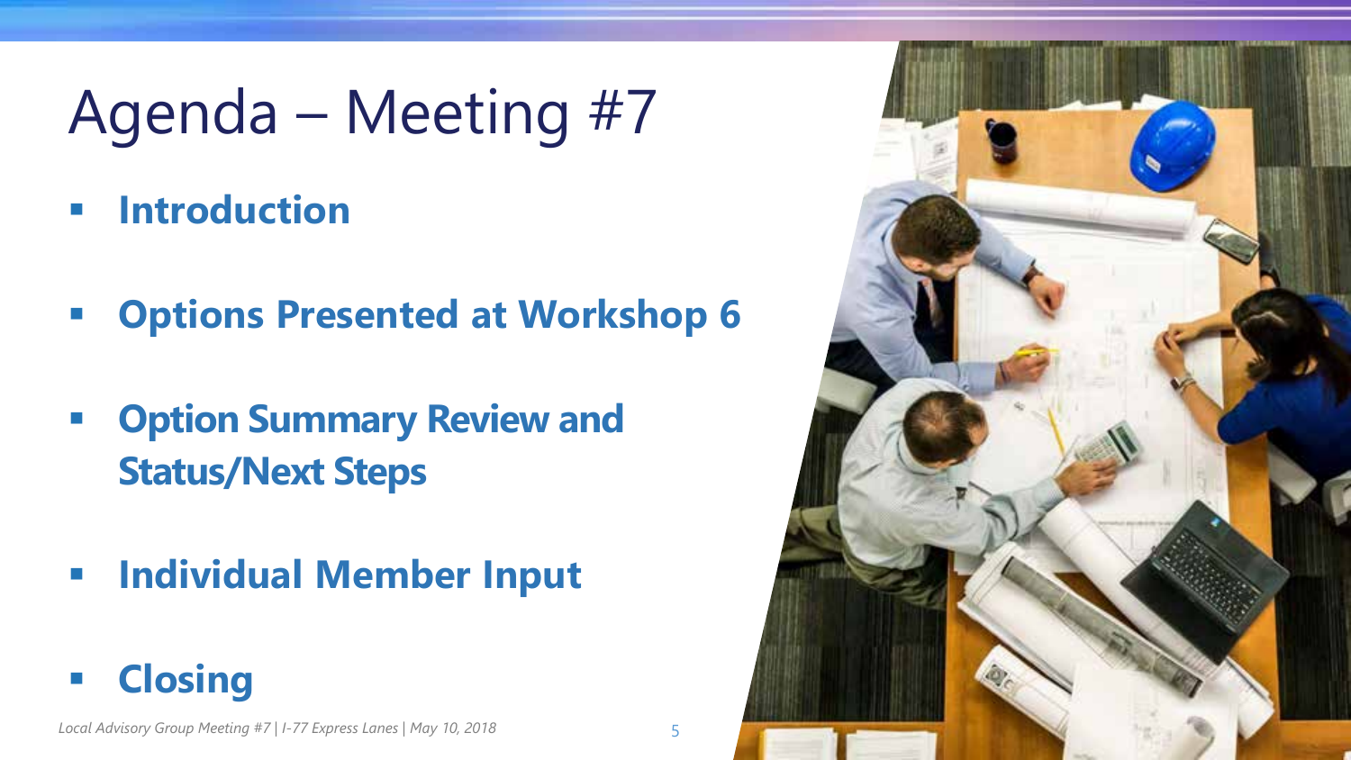# Agenda – Meeting #7

- **Introduction**
- **Options Presented at Workshop 6**
- **Option Summary Review and Status/Next Steps**
- **Individual Member Input**
- **Closing**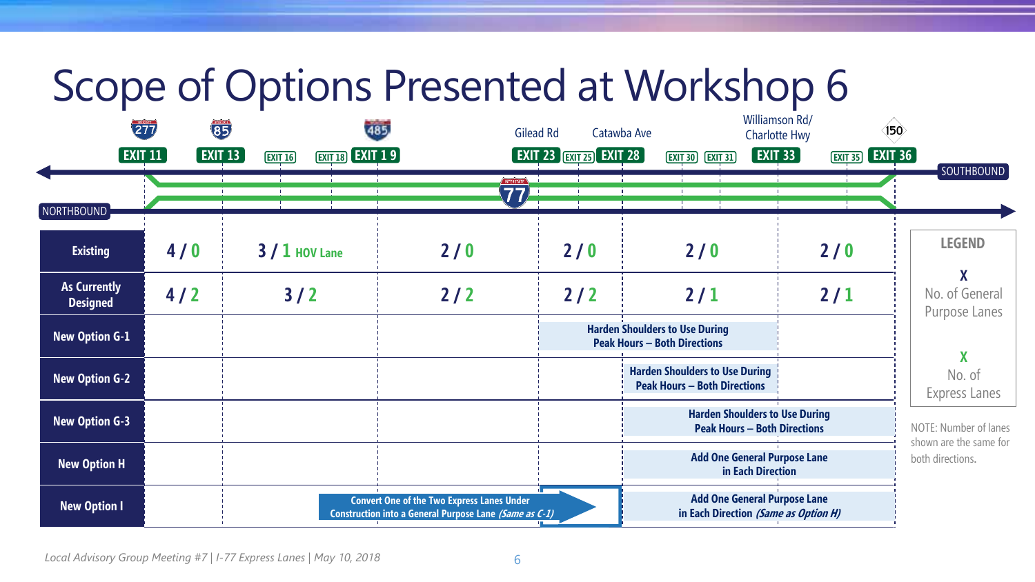# Scope of Options Presented at Workshop 6

| | I-277 EXIT 11 – I-85 EXIT 13 | EXIT 13 – I-485 EXIT 19 (EXIT 16, EXIT 18) | EXIT 19 – Gilead Rd EXIT 23 | EXIT 23 – Catawba Ave EXIT 28 (EXIT 25) | EXIT 28 – Williamson Rd/Charlotte Hwy EXIT 33 (EXIT 30, EXIT 31) | EXIT 33 – 150 EXIT 36 (EXIT 35) |
|---|---|---|---|---|---|---|
| **Existing** | 4 / 0 | 3 / 1 HOV Lane | 2 / 0 | 2 / 0 | 2 / 0 | 2 / 0 |
| **As Currently Designed** | 4 / 2 | 3 / 2 | 2 / 2 | 2 / 2 | 2 / 1 | 2 / 1 |
| **New Option G-1** | | | | Harden Shoulders to Use During Peak Hours – Both Directions | Harden Shoulders to Use During Peak Hours – Both Directions | |
| **New Option G-2** | | | | | Harden Shoulders to Use During Peak Hours – Both Directions | |
| **New Option G-3** | | | | | Harden Shoulders to Use During Peak Hours – Both Directions | Harden Shoulders to Use During Peak Hours – Both Directions |
| **New Option H** | | | | | Add One General Purpose Lane in Each Direction | Add One General Purpose Lane in Each Direction |
| **New Option I** | | Convert One of the Two Express Lanes Under Construction into a General Purpose Lane *(Same as C-1)* | Convert One of the Two Express Lanes Under Construction into a General Purpose Lane *(Same as C-1)* | → | Add One General Purpose Lane in Each Direction *(Same as Option H)* | Add One General Purpose Lane in Each Direction *(Same as Option H)* |

NORTHBOUND / SOUTHBOUND — I-77

**LEGEND**

X (first number) — No. of General Purpose Lanes

X (second number) — No. of Express Lanes

NOTE: Number of lanes shown are the same for both directions.

*Local Advisory Group Meeting #7 | I-77 Express Lanes | May 10, 2018*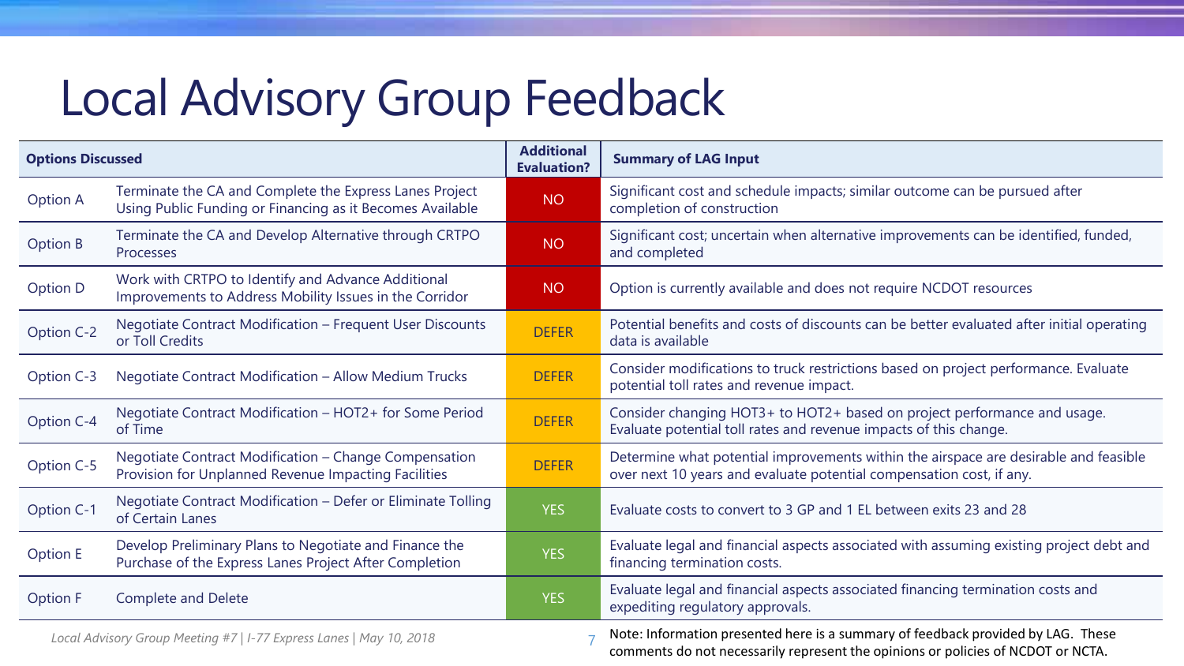# Local Advisory Group Feedback

| Options Discussed | | Additional Evaluation? | Summary of LAG Input |
|---|---|---|---|
| Option A | Terminate the CA and Complete the Express Lanes Project Using Public Funding or Financing as it Becomes Available | NO | Significant cost and schedule impacts; similar outcome can be pursued after completion of construction |
| Option B | Terminate the CA and Develop Alternative through CRTPO Processes | NO | Significant cost; uncertain when alternative improvements can be identified, funded, and completed |
| Option D | Work with CRTPO to Identify and Advance Additional Improvements to Address Mobility Issues in the Corridor | NO | Option is currently available and does not require NCDOT resources |
| Option C-2 | Negotiate Contract Modification – Frequent User Discounts or Toll Credits | DEFER | Potential benefits and costs of discounts can be better evaluated after initial operating data is available |
| Option C-3 | Negotiate Contract Modification – Allow Medium Trucks | DEFER | Consider modifications to truck restrictions based on project performance. Evaluate potential toll rates and revenue impact. |
| Option C-4 | Negotiate Contract Modification – HOT2+ for Some Period of Time | DEFER | Consider changing HOT3+ to HOT2+ based on project performance and usage. Evaluate potential toll rates and revenue impacts of this change. |
| Option C-5 | Negotiate Contract Modification – Change Compensation Provision for Unplanned Revenue Impacting Facilities | DEFER | Determine what potential improvements within the airspace are desirable and feasible over next 10 years and evaluate potential compensation cost, if any. |
| Option C-1 | Negotiate Contract Modification – Defer or Eliminate Tolling of Certain Lanes | YES | Evaluate costs to convert to 3 GP and 1 EL between exits 23 and 28 |
| Option E | Develop Preliminary Plans to Negotiate and Finance the Purchase of the Express Lanes Project After Completion | YES | Evaluate legal and financial aspects associated with assuming existing project debt and financing termination costs. |
| Option F | Complete and Delete | YES | Evaluate legal and financial aspects associated financing termination costs and expediting regulatory approvals. |

Note: Information presented here is a summary of feedback provided by LAG. These comments do not necessarily represent the opinions or policies of NCDOT or NCTA.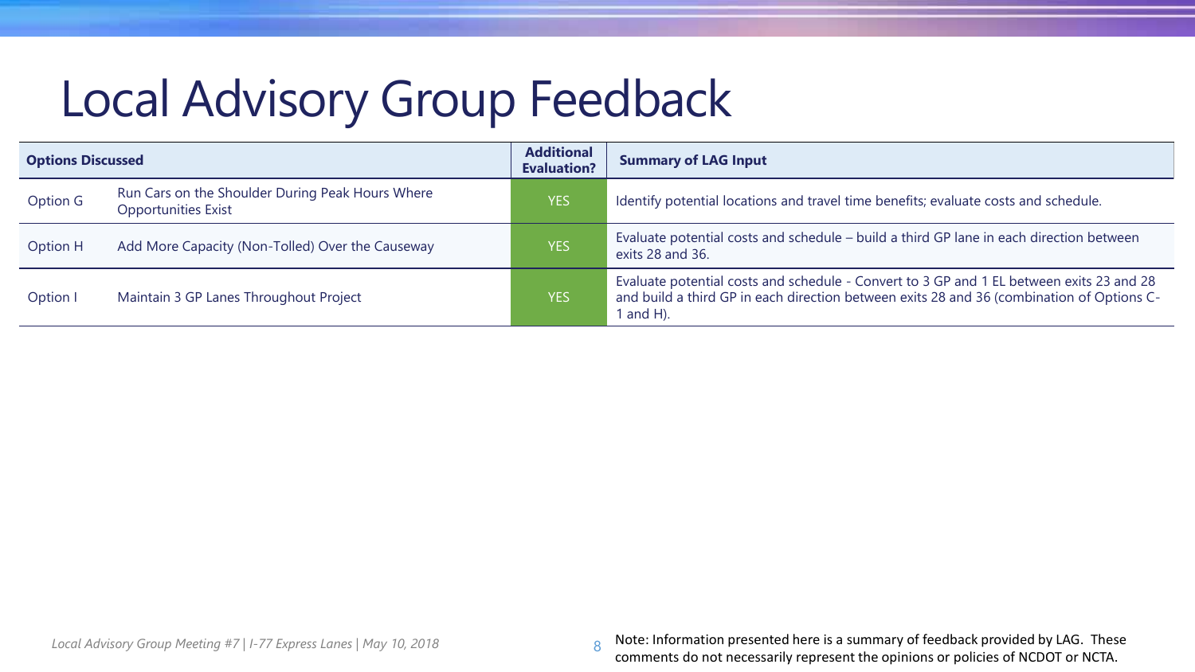# Local Advisory Group Feedback

| Options Discussed | | Additional Evaluation? | Summary of LAG Input |
|---|---|---|---|
| Option G | Run Cars on the Shoulder During Peak Hours Where Opportunities Exist | YES | Identify potential locations and travel time benefits; evaluate costs and schedule. |
| Option H | Add More Capacity (Non-Tolled) Over the Causeway | YES | Evaluate potential costs and schedule – build a third GP lane in each direction between exits 28 and 36. |
| Option I | Maintain 3 GP Lanes Throughout Project | YES | Evaluate potential costs and schedule - Convert to 3 GP and 1 EL between exits 23 and 28 and build a third GP in each direction between exits 28 and 36 (combination of Options C-1 and H). |

Note: Information presented here is a summary of feedback provided by LAG. These comments do not necessarily represent the opinions or policies of NCDOT or NCTA.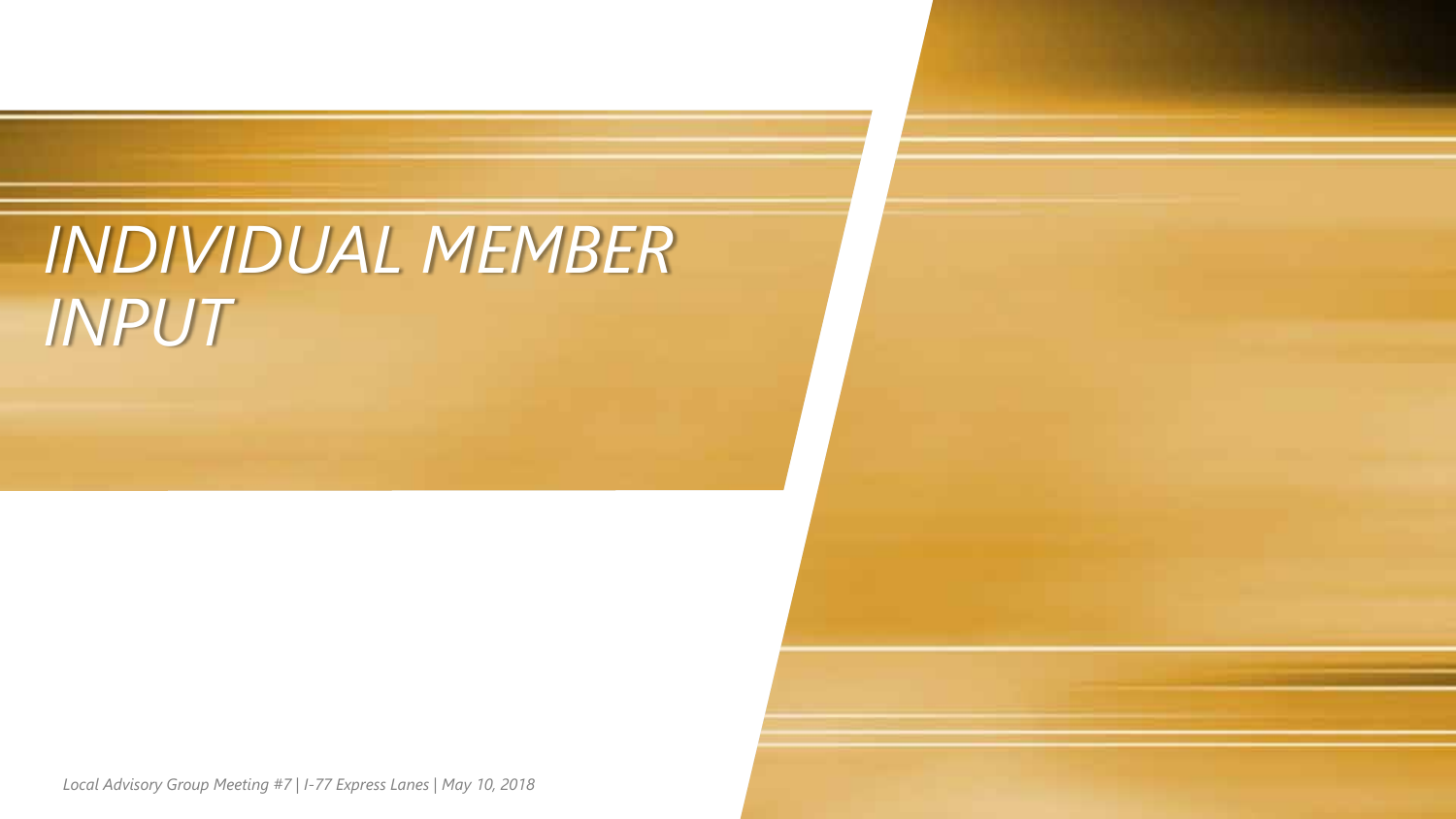# *INDIVIDUAL MEMBER INPUT*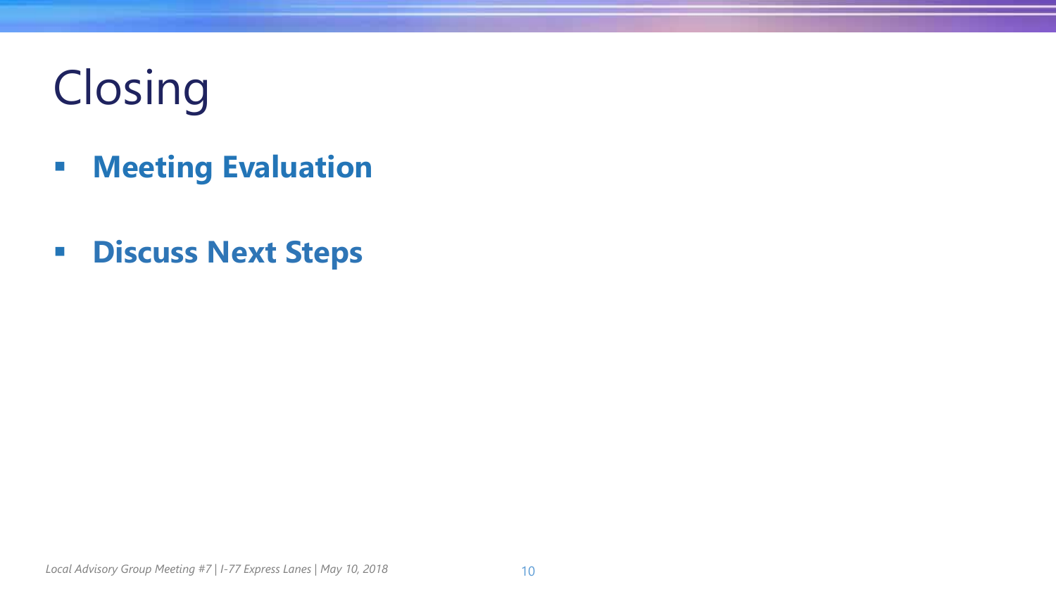# Closing

- **Meeting Evaluation**
- **Discuss Next Steps**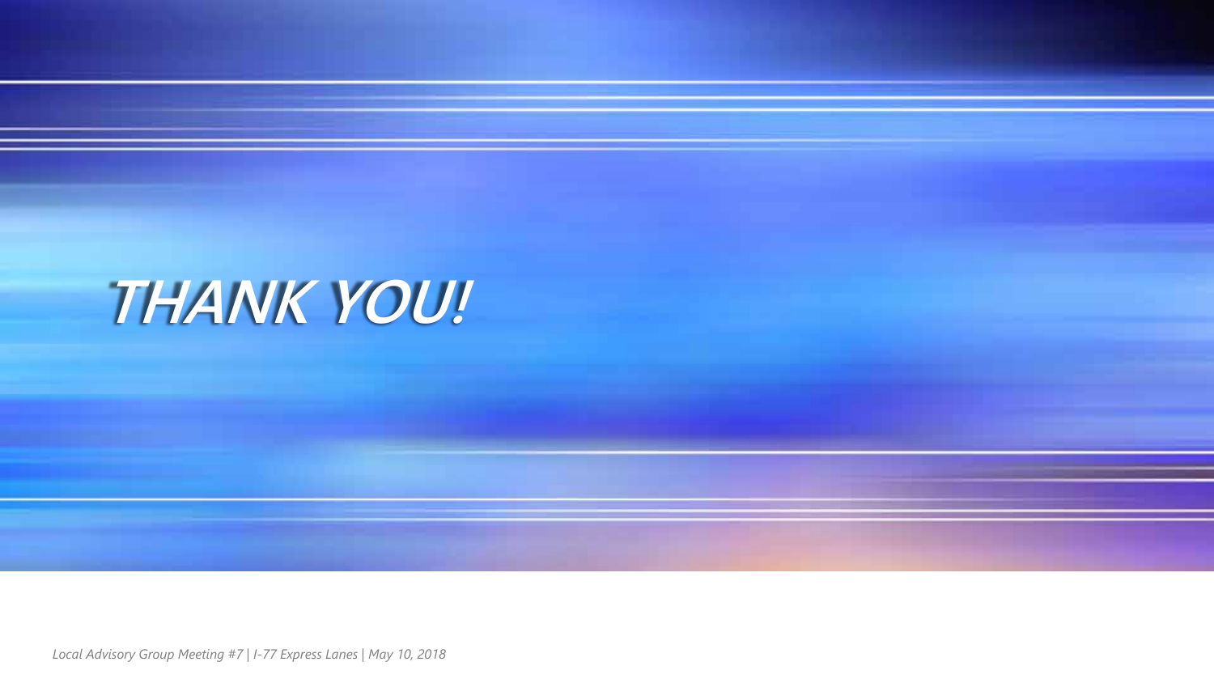# *THANK YOU!*